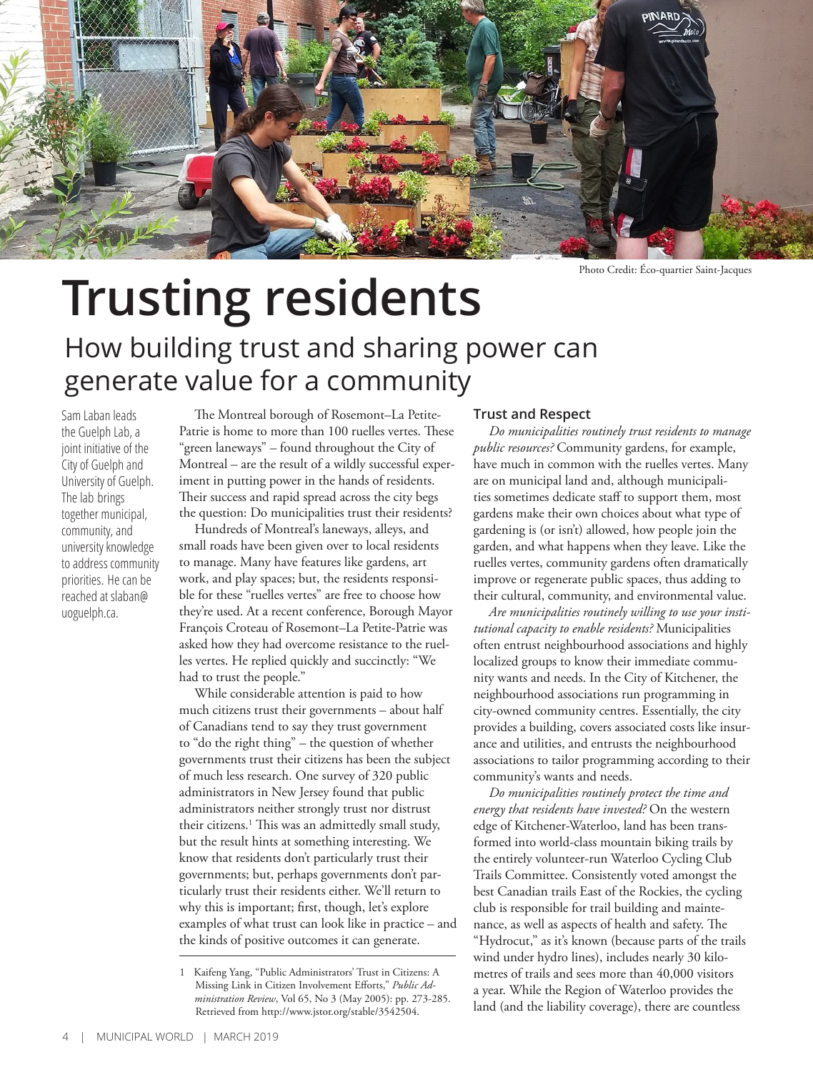Photo Credit: Éco-quartier Saint-Jacques

# Trusting residents

## How building trust and sharing power can generate value for a community

Sam Laban leads the Guelph Lab, a joint initiative of the City of Guelph and University of Guelph. The lab brings together municipal, community, and university knowledge to address community priorities. He can be reached at slaban@uoguelph.ca.

The Montreal borough of Rosemont–La Petite-Patrie is home to more than 100 ruelles vertes. These "green laneways" – found throughout the City of Montreal – are the result of a wildly successful experiment in putting power in the hands of residents. Their success and rapid spread across the city begs the question: Do municipalities trust their residents?

Hundreds of Montreal's laneways, alleys, and small roads have been given over to local residents to manage. Many have features like gardens, art work, and play spaces; but, the residents responsible for these "ruelles vertes" are free to choose how they're used. At a recent conference, Borough Mayor François Croteau of Rosemont–La Petite-Patrie was asked how they had overcome resistance to the ruelles vertes. He replied quickly and succinctly: "We had to trust the people."

While considerable attention is paid to how much citizens trust their governments – about half of Canadians tend to say they trust government to "do the right thing" – the question of whether governments trust their citizens has been the subject of much less research. One survey of 320 public administrators in New Jersey found that public administrators neither strongly trust nor distrust their citizens.[1] This was an admittedly small study, but the result hints at something interesting. We know that residents don't particularly trust their governments; but, perhaps governments don't particularly trust their residents either. We'll return to why this is important; first, though, let's explore examples of what trust can look like in practice – and the kinds of positive outcomes it can generate.

1 Kaifeng Yang, "Public Administrators' Trust in Citizens: A Missing Link in Citizen Involvement Efforts," *Public Administration Review*, Vol 65, No 3 (May 2005): pp. 273-285. Retrieved from http://www.jstor.org/stable/3542504.

### Trust and Respect

*Do municipalities routinely trust residents to manage public resources?* Community gardens, for example, have much in common with the ruelles vertes. Many are on municipal land and, although municipalities sometimes dedicate staff to support them, most gardens make their own choices about what type of gardening is (or isn't) allowed, how people join the garden, and what happens when they leave. Like the ruelles vertes, community gardens often dramatically improve or regenerate public spaces, thus adding to their cultural, community, and environmental value.

*Are municipalities routinely willing to use your institutional capacity to enable residents?* Municipalities often entrust neighbourhood associations and highly localized groups to know their immediate community wants and needs. In the City of Kitchener, the neighbourhood associations run programming in city-owned community centres. Essentially, the city provides a building, covers associated costs like insurance and utilities, and entrusts the neighbourhood associations to tailor programming according to their community's wants and needs.

*Do municipalities routinely protect the time and energy that residents have invested?* On the western edge of Kitchener-Waterloo, land has been transformed into world-class mountain biking trails by the entirely volunteer-run Waterloo Cycling Club Trails Committee. Consistently voted amongst the best Canadian trails East of the Rockies, the cycling club is responsible for trail building and maintenance, as well as aspects of health and safety. The "Hydrocut," as it's known (because parts of the trails wind under hydro lines), includes nearly 30 kilometres of trails and sees more than 40,000 visitors a year. While the Region of Waterloo provides the land (and the liability coverage), there are countless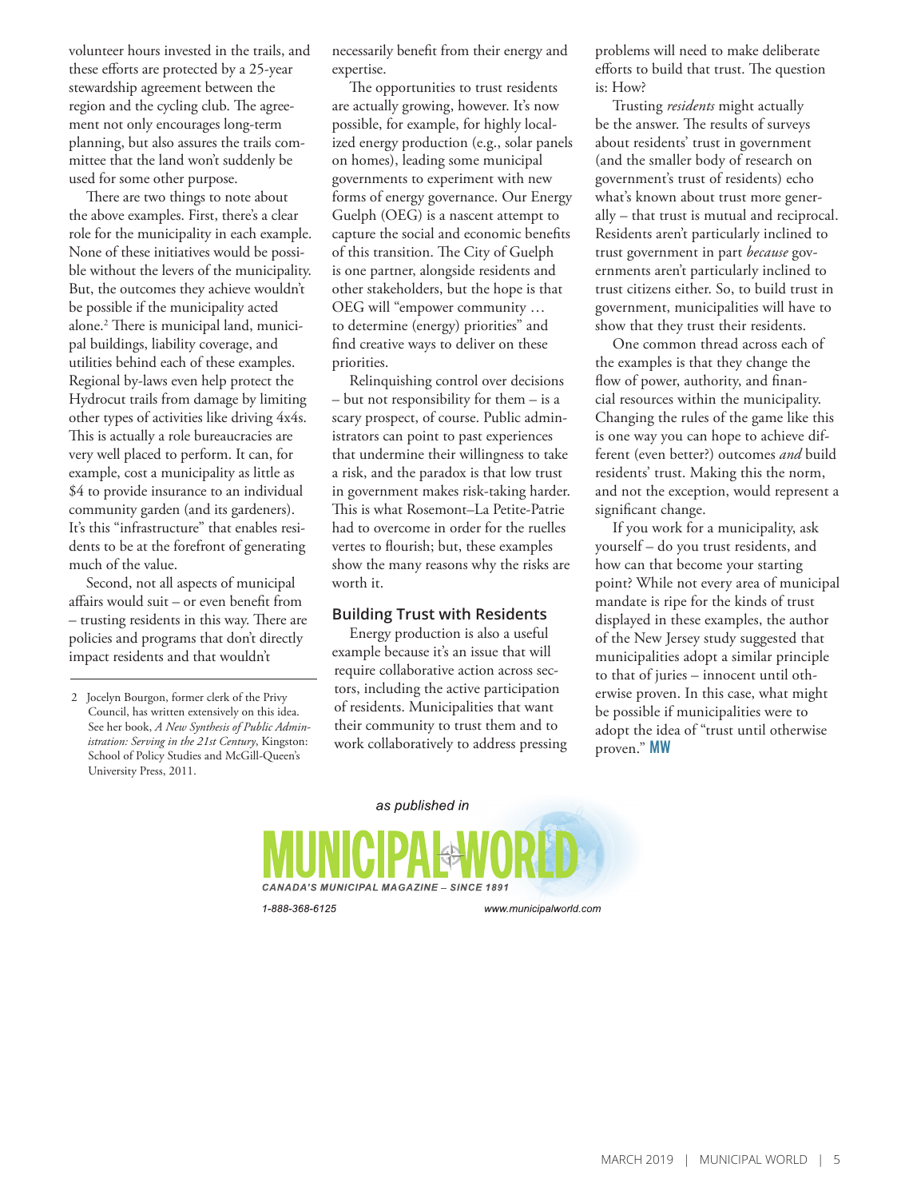volunteer hours invested in the trails, and these efforts are protected by a 25-year stewardship agreement between the region and the cycling club. The agreement not only encourages long-term planning, but also assures the trails committee that the land won't suddenly be used for some other purpose.

There are two things to note about the above examples. First, there's a clear role for the municipality in each example. None of these initiatives would be possible without the levers of the municipality. But, the outcomes they achieve wouldn't be possible if the municipality acted alone.[2] There is municipal land, municipal buildings, liability coverage, and utilities behind each of these examples. Regional by-laws even help protect the Hydrocut trails from damage by limiting other types of activities like driving 4x4s. This is actually a role bureaucracies are very well placed to perform. It can, for example, cost a municipality as little as $4 to provide insurance to an individual community garden (and its gardeners). It's this "infrastructure" that enables residents to be at the forefront of generating much of the value.

Second, not all aspects of municipal affairs would suit – or even benefit from – trusting residents in this way. There are policies and programs that don't directly impact residents and that wouldn't necessarily benefit from their energy and expertise.

The opportunities to trust residents are actually growing, however. It's now possible, for example, for highly localized energy production (e.g., solar panels on homes), leading some municipal governments to experiment with new forms of energy governance. Our Energy Guelph (OEG) is a nascent attempt to capture the social and economic benefits of this transition. The City of Guelph is one partner, alongside residents and other stakeholders, but the hope is that OEG will "empower community … to determine (energy) priorities" and find creative ways to deliver on these priorities.

Relinquishing control over decisions – but not responsibility for them – is a scary prospect, of course. Public administrators can point to past experiences that undermine their willingness to take a risk, and the paradox is that low trust in government makes risk-taking harder. This is what Rosemont–La Petite-Patrie had to overcome in order for the ruelles vertes to flourish; but, these examples show the many reasons why the risks are worth it.

## Building Trust with Residents

Energy production is also a useful example because it's an issue that will require collaborative action across sectors, including the active participation of residents. Municipalities that want their community to trust them and to work collaboratively to address pressing problems will need to make deliberate efforts to build that trust. The question is: How?

Trusting *residents* might actually be the answer. The results of surveys about residents' trust in government (and the smaller body of research on government's trust of residents) echo what's known about trust more generally – that trust is mutual and reciprocal. Residents aren't particularly inclined to trust government in part *because* governments aren't particularly inclined to trust citizens either. So, to build trust in government, municipalities will have to show that they trust their residents.

One common thread across each of the examples is that they change the flow of power, authority, and financial resources within the municipality. Changing the rules of the game like this is one way you can hope to achieve different (even better?) outcomes *and* build residents' trust. Making this the norm, and not the exception, would represent a significant change.

If you work for a municipality, ask yourself – do you trust residents, and how can that become your starting point? While not every area of municipal mandate is ripe for the kinds of trust displayed in these examples, the author of the New Jersey study suggested that municipalities adopt a similar principle to that of juries – innocent until otherwise proven. In this case, what might be possible if municipalities were to adopt the idea of "trust until otherwise proven." **MW**

---

2 Jocelyn Bourgon, former clerk of the Privy Council, has written extensively on this idea. See her book, *A New Synthesis of Public Administration: Serving in the 21st Century*, Kingston: School of Policy Studies and McGill-Queen's University Press, 2011.

*as published in*

MUNICIPAL WORLD

CANADA'S MUNICIPAL MAGAZINE – SINCE 1891

1-888-368-6125 www.municipalworld.com